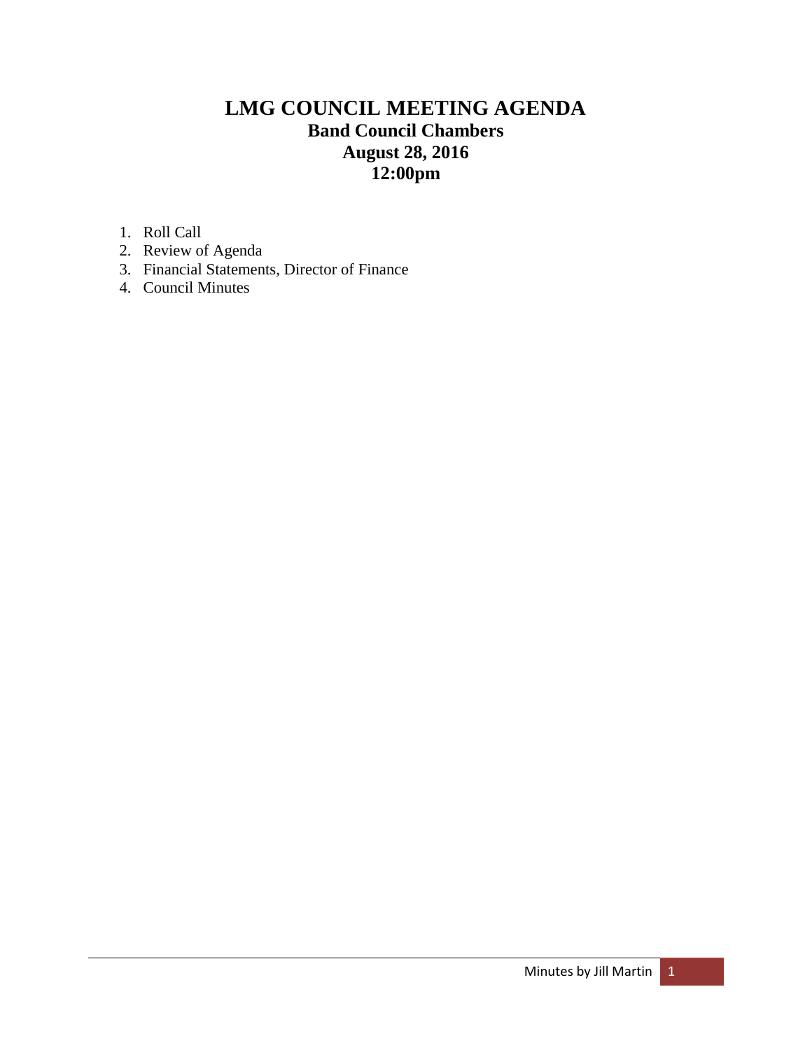# LMG COUNCIL MEETING AGENDA

**Band Council Chambers**
**August 28, 2016**
**12:00pm**

1. Roll Call
2. Review of Agenda
3. Financial Statements, Director of Finance
4. Council Minutes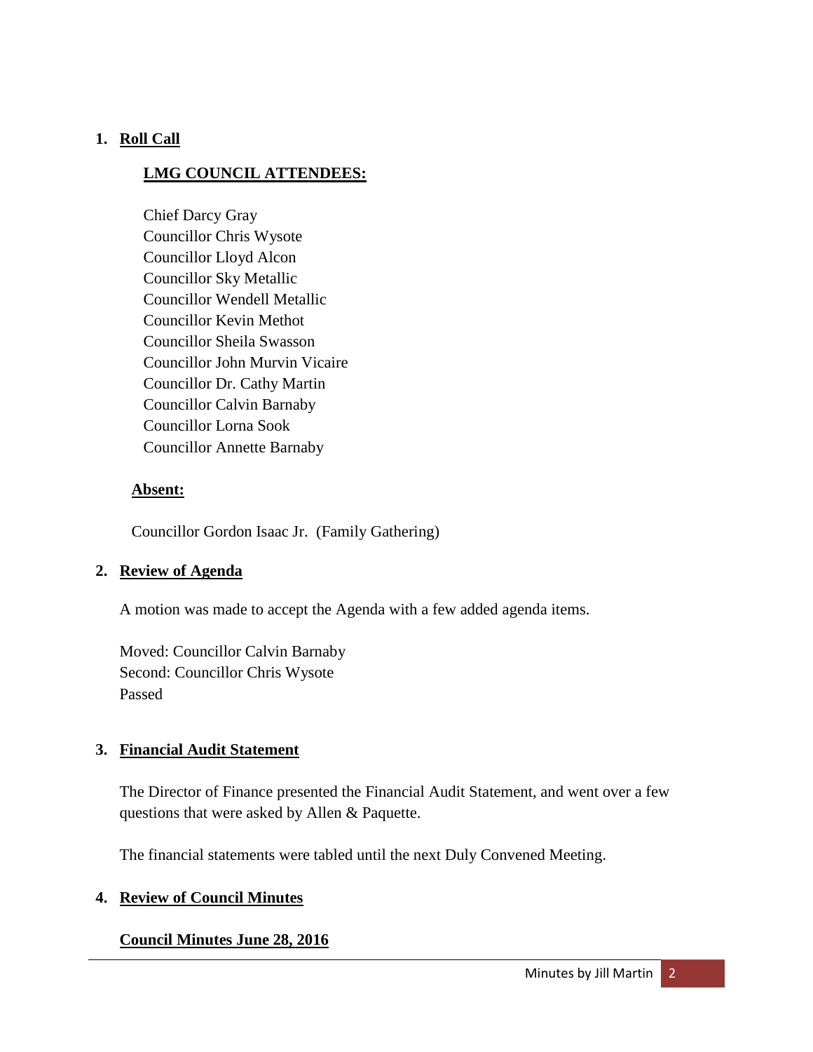## 1. Roll Call

### LMG COUNCIL ATTENDEES:

Chief Darcy Gray
Councillor Chris Wysote
Councillor Lloyd Alcon
Councillor Sky Metallic
Councillor Wendell Metallic
Councillor Kevin Methot
Councillor Sheila Swasson
Councillor John Murvin Vicaire
Councillor Dr. Cathy Martin
Councillor Calvin Barnaby
Councillor Lorna Sook
Councillor Annette Barnaby

### Absent:

Councillor Gordon Isaac Jr. (Family Gathering)

## 2. Review of Agenda

A motion was made to accept the Agenda with a few added agenda items.

Moved: Councillor Calvin Barnaby
Second: Councillor Chris Wysote
Passed

## 3. Financial Audit Statement

The Director of Finance presented the Financial Audit Statement, and went over a few questions that were asked by Allen & Paquette.

The financial statements were tabled until the next Duly Convened Meeting.

## 4. Review of Council Minutes

### Council Minutes June 28, 2016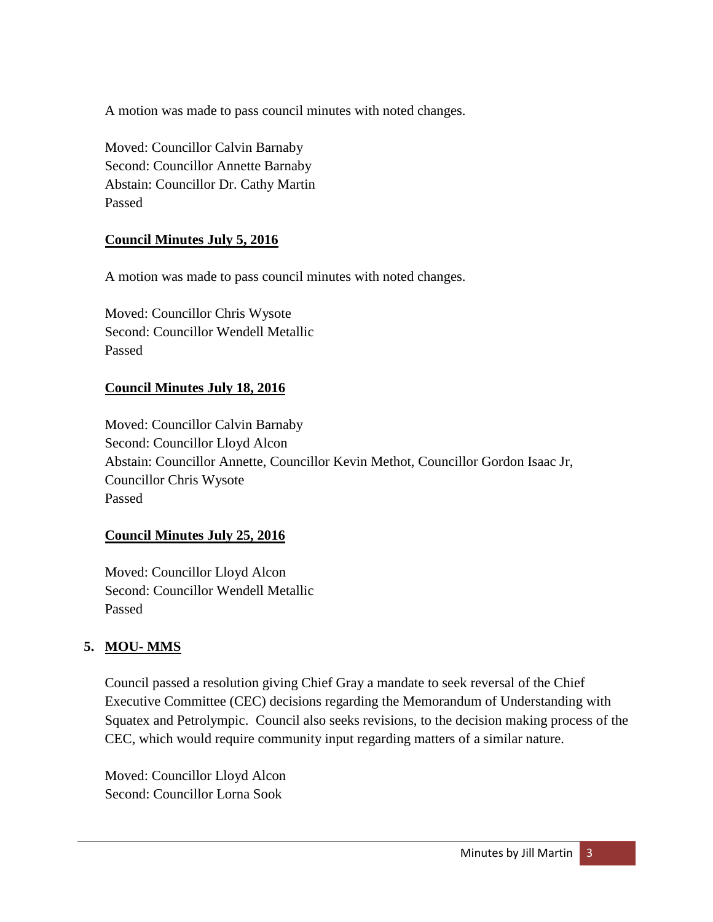A motion was made to pass council minutes with noted changes.

Moved: Councillor Calvin Barnaby
Second: Councillor Annette Barnaby
Abstain: Councillor Dr. Cathy Martin
Passed

**Council Minutes July 5, 2016**

A motion was made to pass council minutes with noted changes.

Moved: Councillor Chris Wysote
Second: Councillor Wendell Metallic
Passed

**Council Minutes July 18, 2016**

Moved: Councillor Calvin Barnaby
Second: Councillor Lloyd Alcon
Abstain: Councillor Annette, Councillor Kevin Methot, Councillor Gordon Isaac Jr, Councillor Chris Wysote
Passed

**Council Minutes July 25, 2016**

Moved: Councillor Lloyd Alcon
Second: Councillor Wendell Metallic
Passed

## 5. MOU- MMS

Council passed a resolution giving Chief Gray a mandate to seek reversal of the Chief Executive Committee (CEC) decisions regarding the Memorandum of Understanding with Squatex and Petrolympic. Council also seeks revisions, to the decision making process of the CEC, which would require community input regarding matters of a similar nature.

Moved: Councillor Lloyd Alcon
Second: Councillor Lorna Sook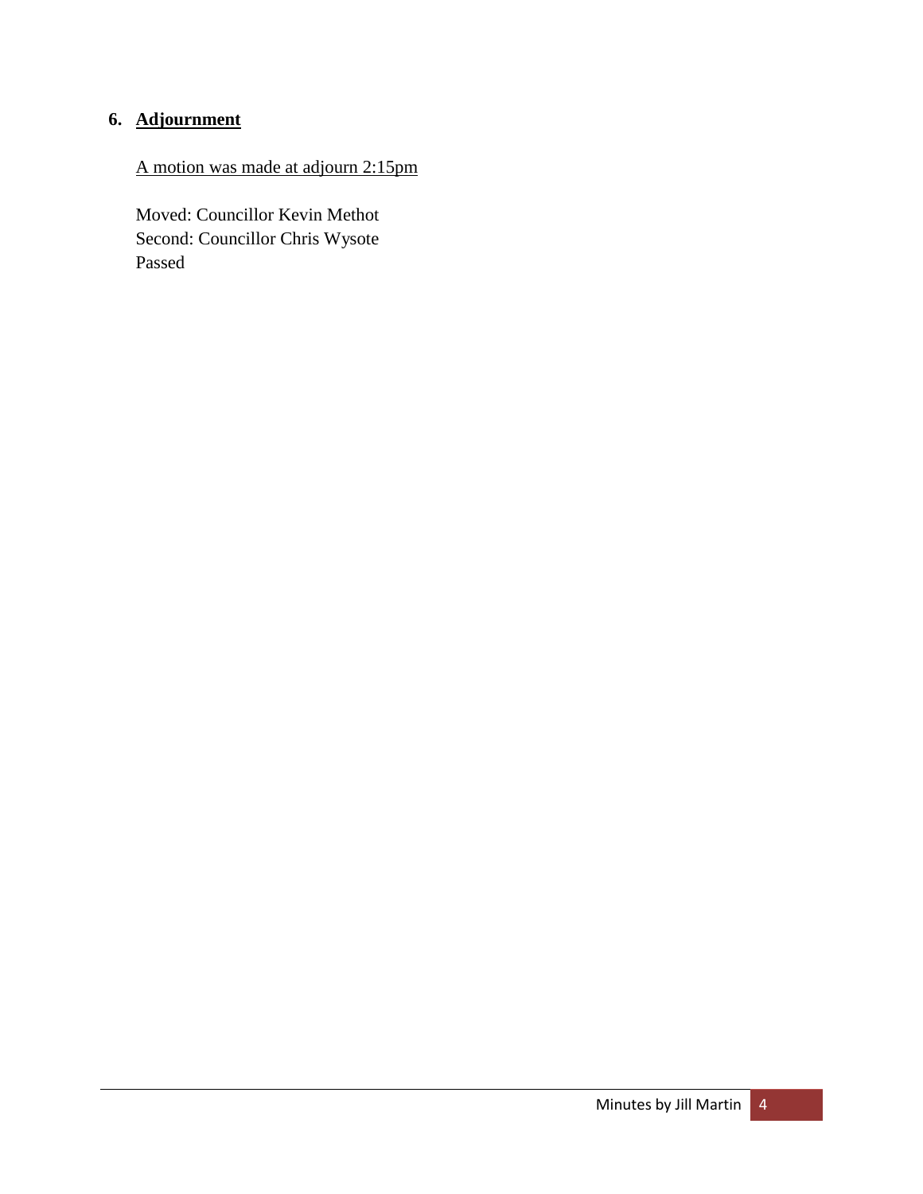## 6. Adjournment

A motion was made at adjourn 2:15pm

Moved: Councillor Kevin Methot
Second: Councillor Chris Wysote
Passed